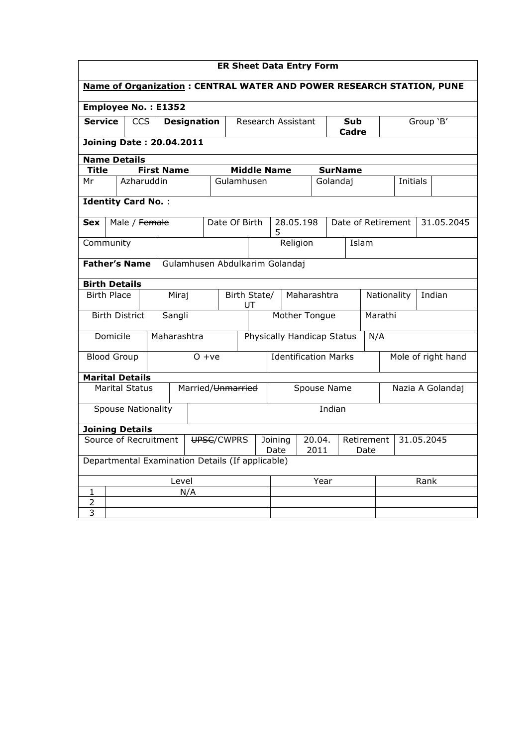# ER Sheet Data Entry Form

**Name of Organization : CENTRAL WATER AND POWER RESEARCH STATION, PUNE**

**Employee No. : E1352**

| **Service** | CCS | **Designation** | Research Assistant | **Sub Cadre** | Group 'B' |
|---|---|---|---|---|---|

**Joining Date : 20.04.2011**

**Name Details**

| **Title** | **First Name** | **Middle Name** | **SurName** | | |
|---|---|---|---|---|---|
| Mr | Azharuddin | Gulamhusen | Golandaj | Initials | |

**Identity Card No.** :

| **Sex** | Male / ~~Female~~ | Date Of Birth | 28.05.1985 | Date of Retirement | 31.05.2045 |
|---|---|---|---|---|---|
| Community | | | Religion | Islam | |

| **Father's Name** | Gulamhusen Abdulkarim Golandaj |
|---|---|

**Birth Details**

| Birth Place | Miraj | Birth State/ UT | Maharashtra | Nationality | Indian |
|---|---|---|---|---|---|
| Birth District | Sangli | Mother Tongue | Marathi | | |
| Domicile | Maharashtra | Physically Handicap Status | N/A | | |
| Blood Group | O +ve | Identification Marks | Mole of right hand | | |

**Marital Details**

| Marital Status | Married/~~Unmarried~~ | Spouse Name | Nazia A Golandaj |
|---|---|---|---|
| Spouse Nationality | Indian | | |

**Joining Details**

| Source of Recruitment | ~~UPSC~~/CWPRS | Joining Date | 20.04.2011 | Retirement Date | 31.05.2045 |
|---|---|---|---|---|---|

Departmental Examination Details (If applicable)

| | Level | Year | Rank |
|---|---|---|---|
| 1 | N/A | | |
| 2 | | | |
| 3 | | | |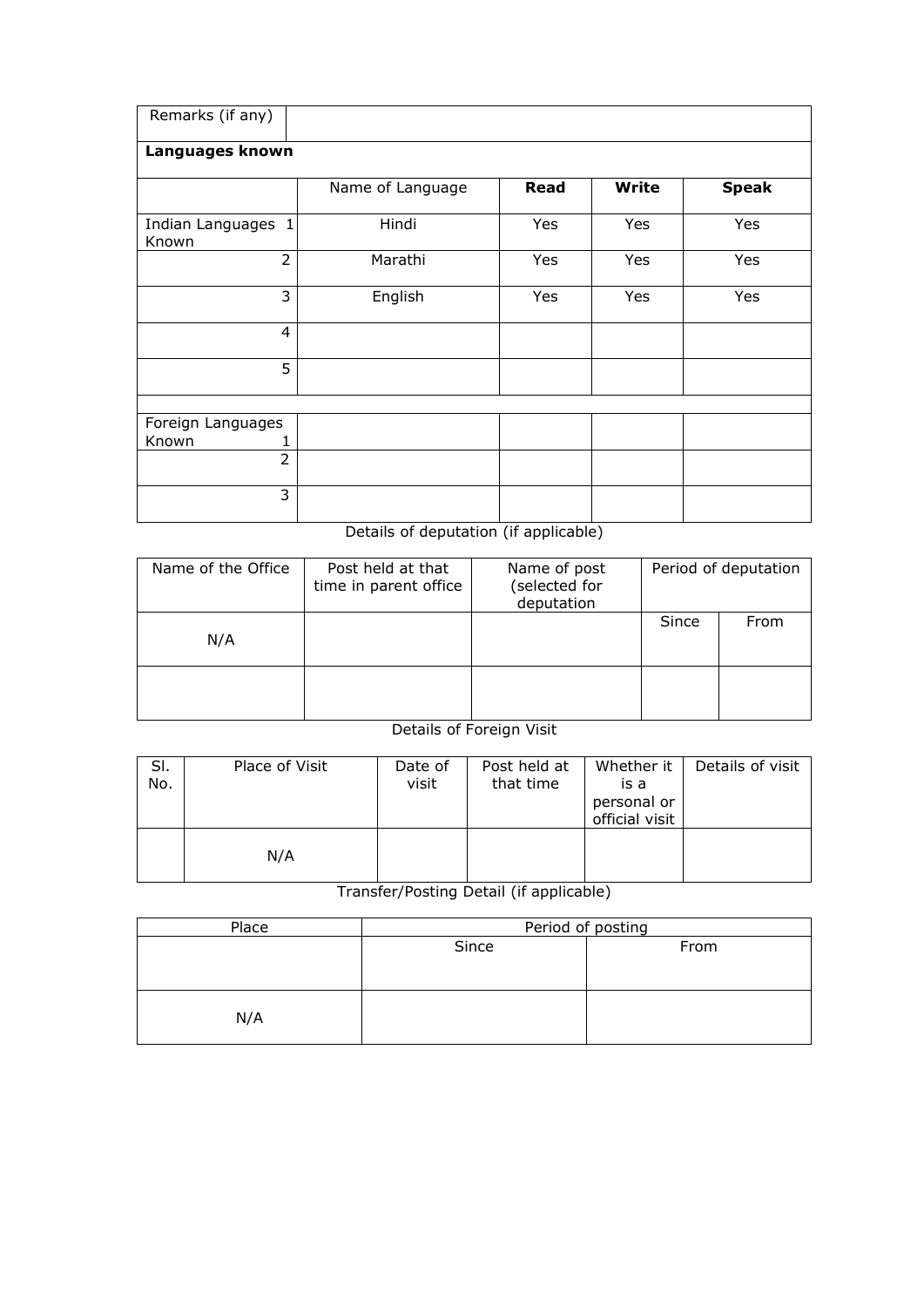| Remarks (if any) | | | | |
|---|---|---|---|---|
| **Languages known** | | | | |
| | Name of Language | **Read** | **Write** | **Speak** |
| Indian Languages Known 1 | Hindi | Yes | Yes | Yes |
| 2 | Marathi | Yes | Yes | Yes |
| 3 | English | Yes | Yes | Yes |
| 4 | | | | |
| 5 | | | | |
| | | | | |
| Foreign Languages Known 1 | | | | |
| 2 | | | | |
| 3 | | | | |

Details of deputation (if applicable)

| Name of the Office | Post held at that time in parent office | Name of post (selected for deputation | Period of deputation | |
|---|---|---|---|---|
| | | | Since | From |
| N/A | | | | |
| | | | | |

Details of Foreign Visit

| Sl. No. | Place of Visit | Date of visit | Post held at that time | Whether it is a personal or official visit | Details of visit |
|---|---|---|---|---|---|
| | N/A | | | | |

Transfer/Posting Detail (if applicable)

| Place | Period of posting | |
|---|---|---|
| | Since | From |
| N/A | | |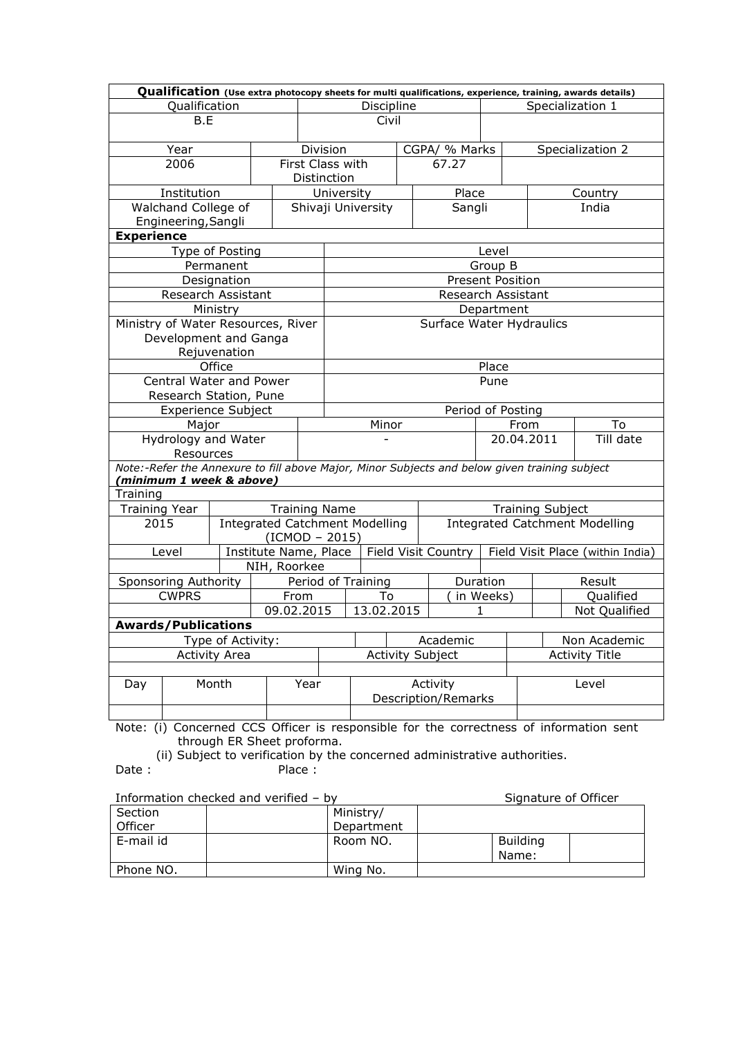**Qualification** (Use extra photocopy sheets for multi qualifications, experience, training, awards details)

| Qualification | Discipline | Specialization 1 |
|---|---|---|
| B.E | Civil | |

| Year | Division | CGPA/ % Marks | Specialization 2 |
|---|---|---|---|
| 2006 | First Class with Distinction | 67.27 | |

| Institution | University | Place | Country |
|---|---|---|---|
| Walchand College of Engineering,Sangli | Shivaji University | Sangli | India |

**Experience**

| Type of Posting | Level |
|---|---|
| Permanent | Group B |
| Designation | Present Position |
| Research Assistant | Research Assistant |
| Ministry | Department |
| Ministry of Water Resources, River Development and Ganga Rejuvenation | Surface Water Hydraulics |
| Office | Place |
| Central Water and Power Research Station, Pune | Pune |

| Experience Subject | | Period of Posting | |
|---|---|---|---|
| Major | Minor | From | To |
| Hydrology and Water Resources | - | 20.04.2011 | Till date |

*Note:-Refer the Annexure to fill above Major, Minor Subjects and below given training subject* ***(minimum 1 week & above)***

Training

| Training Year | Training Name | Training Subject |
|---|---|---|
| 2015 | Integrated Catchment Modelling (ICMOD – 2015) | Integrated Catchment Modelling |

| Level | Institute Name, Place | Field Visit Country | Field Visit Place (within India) |
|---|---|---|---|
| | NIH, Roorkee | | |

| Sponsoring Authority | Period of Training | | Duration | | Result |
|---|---|---|---|---|---|
| CWPRS | From | To | ( in Weeks) | | Qualified |
| | 09.02.2015 | 13.02.2015 | 1 | | Not Qualified |

**Awards/Publications**

| Type of Activity: | | Academic | | Non Academic |
|---|---|---|---|---|
| Activity Area | | Activity Subject | | Activity Title |
| | | | | |

| Day | Month | Year | Activity Description/Remarks | Level |
|---|---|---|---|---|
| | | | | |

Note: (i) Concerned CCS Officer is responsible for the correctness of information sent through ER Sheet proforma.

(ii) Subject to verification by the concerned administrative authorities.

Date : Place :

Information checked and verified – by Signature of Officer

| | | | | | |
|---|---|---|---|---|---|
| Section Officer | | Ministry/ Department | | | |
| E-mail id | | Room NO. | | Building Name: | |
| Phone NO. | | Wing No. | | | |